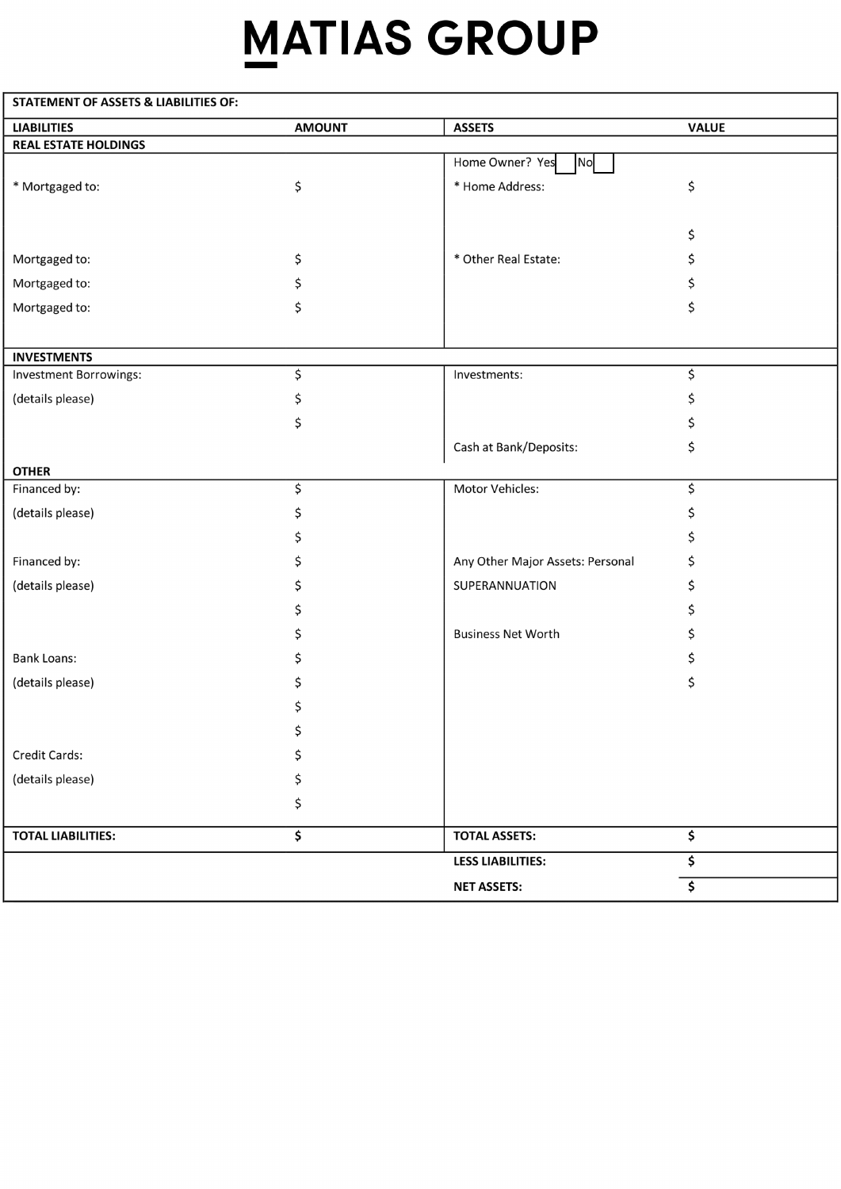# MATIAS GROUP

| STATEMENT OF ASSETS & LIABILITIES OF: | | | |
|---|---|---|---|
| **LIABILITIES** | **AMOUNT** | **ASSETS** | **VALUE** |
| **REAL ESTATE HOLDINGS** | | | |
| | | Home Owner? Yes ☐ No ☐ | |
| * Mortgaged to: | $ | * Home Address: | $ |
| | | | $ |
| Mortgaged to: | $ | * Other Real Estate: | $ |
| Mortgaged to: | $ | | $ |
| Mortgaged to: | $ | | $ |
| **INVESTMENTS** | | | |
| Investment Borrowings: | $ | Investments: | $ |
| (details please) | $ | | $ |
| | $ | | $ |
| | | Cash at Bank/Deposits: | $ |
| **OTHER** | | | |
| Financed by: | $ | Motor Vehicles: | $ |
| (details please) | $ | | $ |
| | $ | | $ |
| Financed by: | $ | Any Other Major Assets: Personal | $ |
| (details please) | $ | SUPERANNUATION | $ |
| | $ | | $ |
| | $ | Business Net Worth | $ |
| Bank Loans: | $ | | $ |
| (details please) | $ | | $ |
| | $ | | |
| | $ | | |
| Credit Cards: | $ | | |
| (details please) | $ | | |
| | $ | | |
| **TOTAL LIABILITIES:** | **$** | **TOTAL ASSETS:** | **$** |
| | | **LESS LIABILITIES:** | **$** |
| | | **NET ASSETS:** | **$** |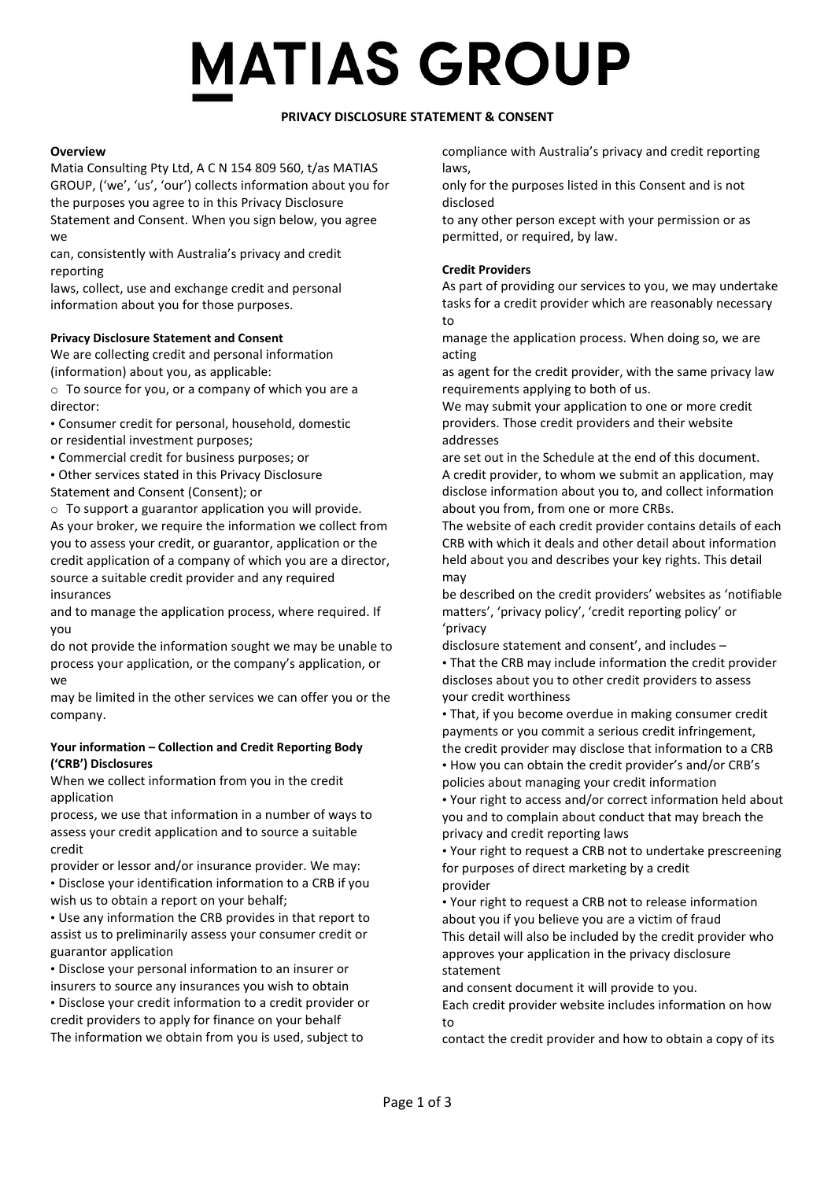# MATIAS GROUP

**PRIVACY DISCLOSURE STATEMENT & CONSENT**

**Overview**

Matia Consulting Pty Ltd, A C N 154 809 560, t/as MATIAS GROUP, ('we', 'us', 'our') collects information about you for the purposes you agree to in this Privacy Disclosure Statement and Consent. When you sign below, you agree we can, consistently with Australia's privacy and credit reporting laws, collect, use and exchange credit and personal information about you for those purposes.

**Privacy Disclosure Statement and Consent**

We are collecting credit and personal information (information) about you, as applicable:

- To source for you, or a company of which you are a director:
  - Consumer credit for personal, household, domestic or residential investment purposes;
  - Commercial credit for business purposes; or
  - Other services stated in this Privacy Disclosure Statement and Consent (Consent); or
- To support a guarantor application you will provide.

As your broker, we require the information we collect from you to assess your credit, or guarantor, application or the credit application of a company of which you are a director, source a suitable credit provider and any required insurances and to manage the application process, where required. If you do not provide the information sought we may be unable to process your application, or the company's application, or we may be limited in the other services we can offer you or the company.

**Your information – Collection and Credit Reporting Body ('CRB') Disclosures**

When we collect information from you in the credit application process, we use that information in a number of ways to assess your credit application and to source a suitable credit provider or lessor and/or insurance provider. We may:

- Disclose your identification information to a CRB if you wish us to obtain a report on your behalf;
- Use any information the CRB provides in that report to assist us to preliminarily assess your consumer credit or guarantor application
- Disclose your personal information to an insurer or insurers to source any insurances you wish to obtain
- Disclose your credit information to a credit provider or credit providers to apply for finance on your behalf

The information we obtain from you is used, subject to compliance with Australia's privacy and credit reporting laws, only for the purposes listed in this Consent and is not disclosed to any other person except with your permission or as permitted, or required, by law.

**Credit Providers**

As part of providing our services to you, we may undertake tasks for a credit provider which are reasonably necessary to manage the application process. When doing so, we are acting as agent for the credit provider, with the same privacy law requirements applying to both of us.

We may submit your application to one or more credit providers. Those credit providers and their website addresses are set out in the Schedule at the end of this document.

A credit provider, to whom we submit an application, may disclose information about you to, and collect information about you from, from one or more CRBs.

The website of each credit provider contains details of each CRB with which it deals and other detail about information held about you and describes your key rights. This detail may be described on the credit providers' websites as 'notifiable matters', 'privacy policy', 'credit reporting policy' or 'privacy disclosure statement and consent', and includes –

- That the CRB may include information the credit provider discloses about you to other credit providers to assess your credit worthiness
- That, if you become overdue in making consumer credit payments or you commit a serious credit infringement, the credit provider may disclose that information to a CRB
- How you can obtain the credit provider's and/or CRB's policies about managing your credit information
- Your right to access and/or correct information held about you and to complain about conduct that may breach the privacy and credit reporting laws
- Your right to request a CRB not to undertake prescreening for purposes of direct marketing by a credit provider
- Your right to request a CRB not to release information about you if you believe you are a victim of fraud

This detail will also be included by the credit provider who approves your application in the privacy disclosure statement and consent document it will provide to you.

Each credit provider website includes information on how to contact the credit provider and how to obtain a copy of its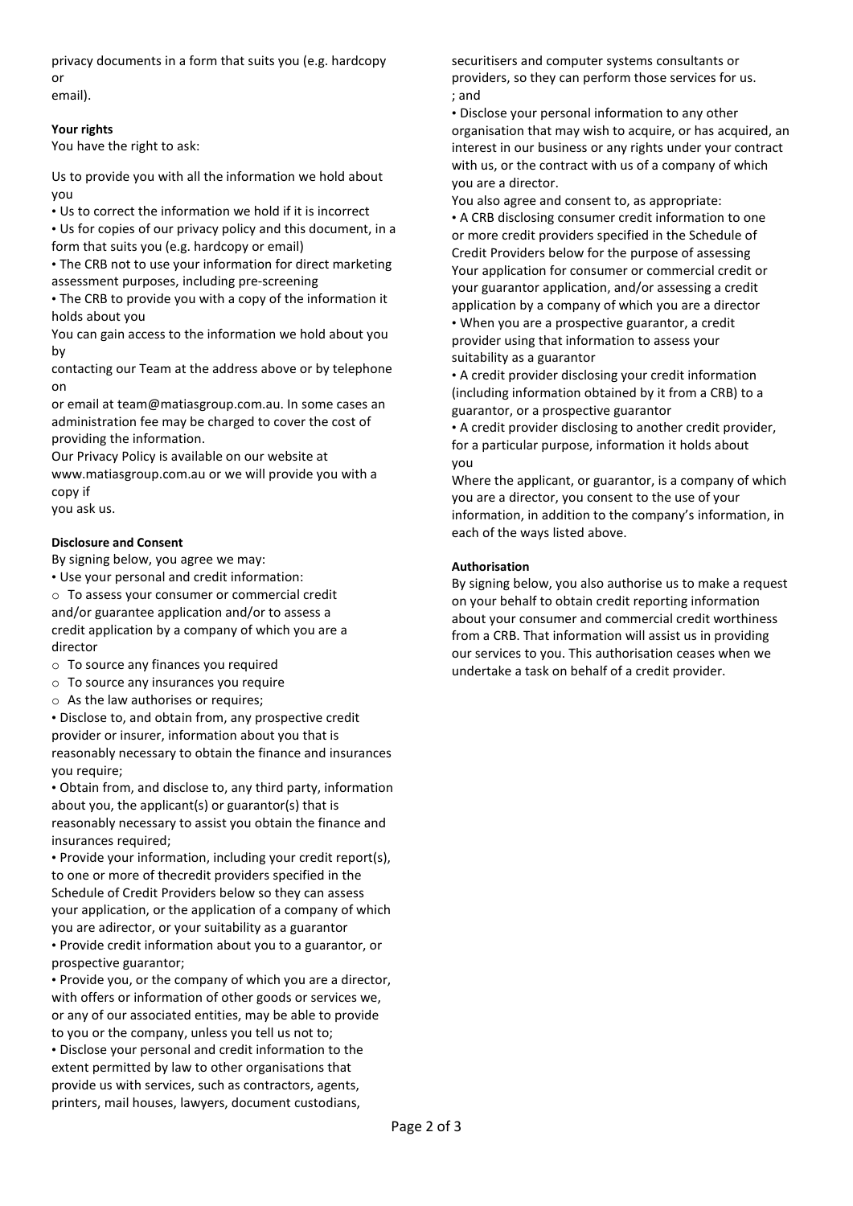privacy documents in a form that suits you (e.g. hardcopy or
email).

**Your rights**

You have the right to ask:

Us to provide you with all the information we hold about you

- Us to correct the information we hold if it is incorrect
- Us for copies of our privacy policy and this document, in a form that suits you (e.g. hardcopy or email)
- The CRB not to use your information for direct marketing assessment purposes, including pre-screening
- The CRB to provide you with a copy of the information it holds about you

You can gain access to the information we hold about you by
contacting our Team at the address above or by telephone on
or email at team@matiasgroup.com.au. In some cases an administration fee may be charged to cover the cost of providing the information.

Our Privacy Policy is available on our website at www.matiasgroup.com.au or we will provide you with a copy if
you ask us.

**Disclosure and Consent**

By signing below, you agree we may:

- Use your personal and credit information:
  - To assess your consumer or commercial credit and/or guarantee application and/or to assess a credit application by a company of which you are a director
  - To source any finances you required
  - To source any insurances you require
  - As the law authorises or requires;
- Disclose to, and obtain from, any prospective credit provider or insurer, information about you that is reasonably necessary to obtain the finance and insurances you require;
- Obtain from, and disclose to, any third party, information about you, the applicant(s) or guarantor(s) that is reasonably necessary to assist you obtain the finance and insurances required;
- Provide your information, including your credit report(s), to one or more of thecredit providers specified in the Schedule of Credit Providers below so they can assess your application, or the application of a company of which you are adirector, or your suitability as a guarantor
- Provide credit information about you to a guarantor, or prospective guarantor;
- Provide you, or the company of which you are a director, with offers or information of other goods or services we, or any of our associated entities, may be able to provide to you or the company, unless you tell us not to;
- Disclose your personal and credit information to the extent permitted by law to other organisations that provide us with services, such as contractors, agents, printers, mail houses, lawyers, document custodians, securitisers and computer systems consultants or providers, so they can perform those services for us.
; and
- Disclose your personal information to any other organisation that may wish to acquire, or has acquired, an interest in our business or any rights under your contract with us, or the contract with us of a company of which you are a director.

You also agree and consent to, as appropriate:

- A CRB disclosing consumer credit information to one or more credit providers specified in the Schedule of Credit Providers below for the purpose of assessing Your application for consumer or commercial credit or your guarantor application, and/or assessing a credit application by a company of which you are a director
- When you are a prospective guarantor, a credit provider using that information to assess your suitability as a guarantor
- A credit provider disclosing your credit information (including information obtained by it from a CRB) to a guarantor, or a prospective guarantor
- A credit provider disclosing to another credit provider, for a particular purpose, information it holds about you

Where the applicant, or guarantor, is a company of which you are a director, you consent to the use of your information, in addition to the company's information, in each of the ways listed above.

**Authorisation**

By signing below, you also authorise us to make a request on your behalf to obtain credit reporting information about your consumer and commercial credit worthiness from a CRB. That information will assist us in providing our services to you. This authorisation ceases when we undertake a task on behalf of a credit provider.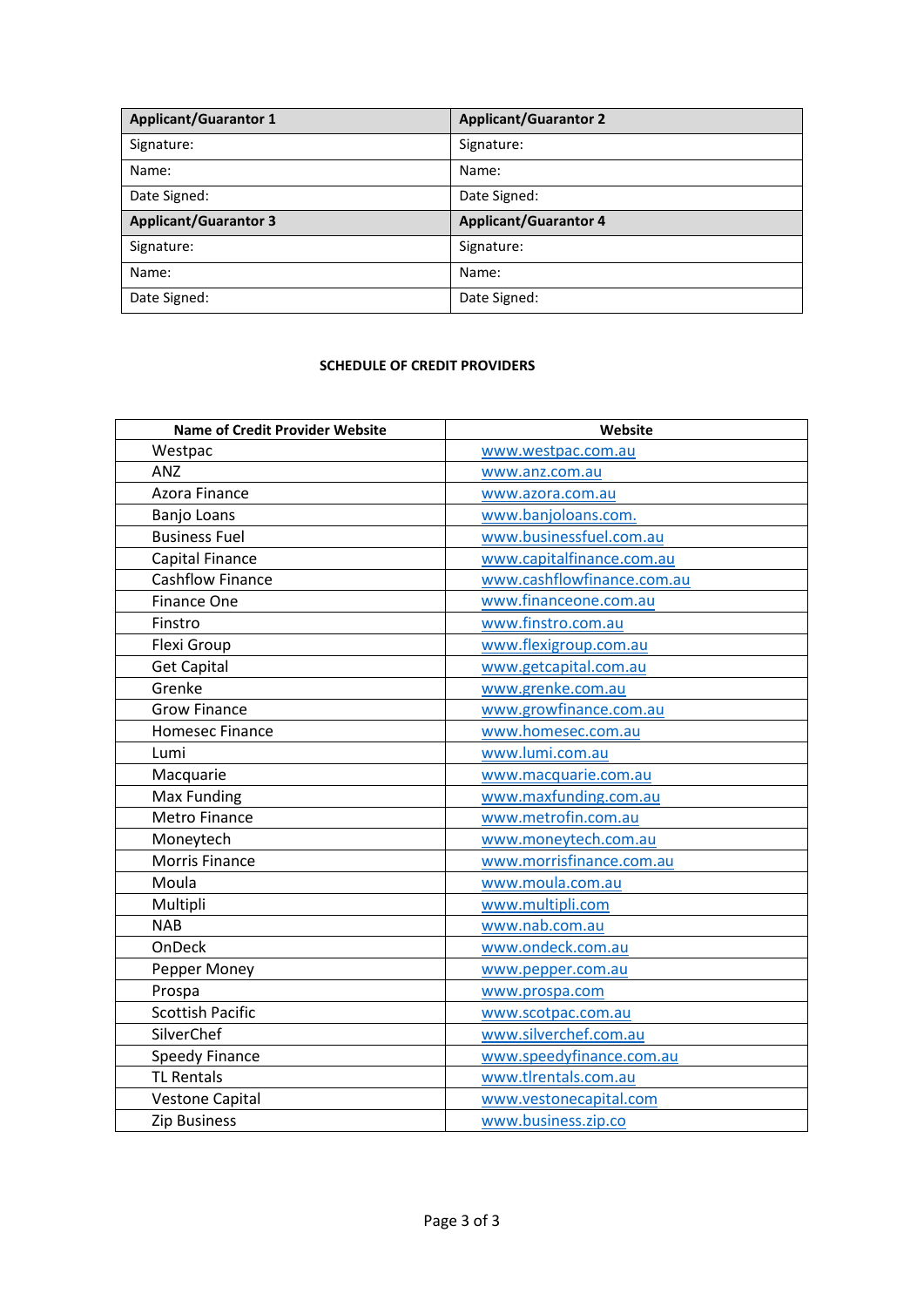| Applicant/Guarantor 1 | Applicant/Guarantor 2 |
|---|---|
| Signature: | Signature: |
| Name: | Name: |
| Date Signed: | Date Signed: |
| **Applicant/Guarantor 3** | **Applicant/Guarantor 4** |
| Signature: | Signature: |
| Name: | Name: |
| Date Signed: | Date Signed: |

**SCHEDULE OF CREDIT PROVIDERS**

| Name of Credit Provider Website | Website |
|---|---|
| Westpac | www.westpac.com.au |
| ANZ | www.anz.com.au |
| Azora Finance | www.azora.com.au |
| Banjo Loans | www.banjoloans.com. |
| Business Fuel | www.businessfuel.com.au |
| Capital Finance | www.capitalfinance.com.au |
| Cashflow Finance | www.cashflowfinance.com.au |
| Finance One | www.financeone.com.au |
| Finstro | www.finstro.com.au |
| Flexi Group | www.flexigroup.com.au |
| Get Capital | www.getcapital.com.au |
| Grenke | www.grenke.com.au |
| Grow Finance | www.growfinance.com.au |
| Homesec Finance | www.homesec.com.au |
| Lumi | www.lumi.com.au |
| Macquarie | www.macquarie.com.au |
| Max Funding | www.maxfunding.com.au |
| Metro Finance | www.metrofin.com.au |
| Moneytech | www.moneytech.com.au |
| Morris Finance | www.morrisfinance.com.au |
| Moula | www.moula.com.au |
| Multipli | www.multipli.com |
| NAB | www.nab.com.au |
| OnDeck | www.ondeck.com.au |
| Pepper Money | www.pepper.com.au |
| Prospa | www.prospa.com |
| Scottish Pacific | www.scotpac.com.au |
| SilverChef | www.silverchef.com.au |
| Speedy Finance | www.speedyfinance.com.au |
| TL Rentals | www.tlrentals.com.au |
| Vestone Capital | www.vestonecapital.com |
| Zip Business | www.business.zip.co |